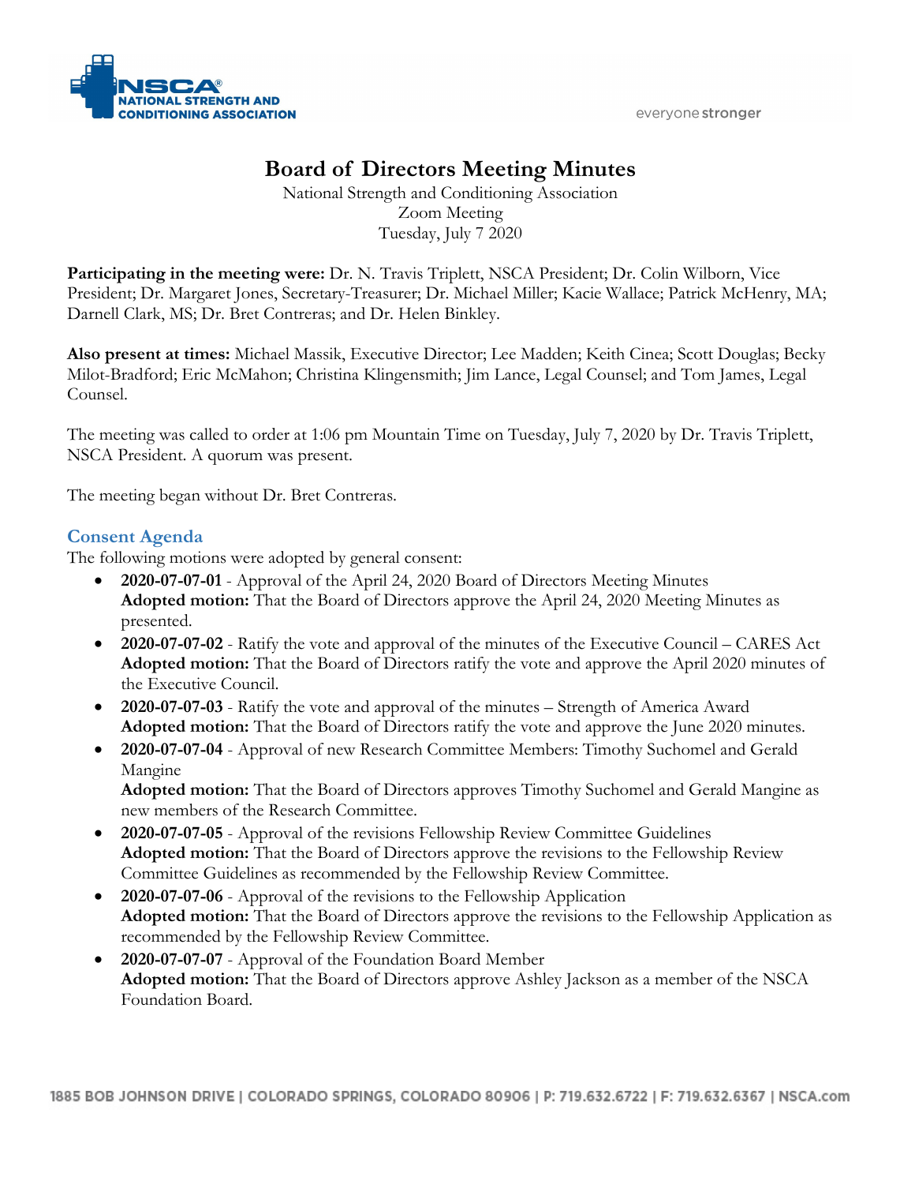# Board of Directors Meeting Minutes

National Strength and Conditioning Association
Zoom Meeting
Tuesday, July 7 2020

**Participating in the meeting were:** Dr. N. Travis Triplett, NSCA President; Dr. Colin Wilborn, Vice President; Dr. Margaret Jones, Secretary-Treasurer; Dr. Michael Miller; Kacie Wallace; Patrick McHenry, MA; Darnell Clark, MS; Dr. Bret Contreras; and Dr. Helen Binkley.

**Also present at times:** Michael Massik, Executive Director; Lee Madden; Keith Cinea; Scott Douglas; Becky Milot-Bradford; Eric McMahon; Christina Klingensmith; Jim Lance, Legal Counsel; and Tom James, Legal Counsel.

The meeting was called to order at 1:06 pm Mountain Time on Tuesday, July 7, 2020 by Dr. Travis Triplett, NSCA President. A quorum was present.

The meeting began without Dr. Bret Contreras.

## Consent Agenda

The following motions were adopted by general consent:

- **2020-07-07-01** - Approval of the April 24, 2020 Board of Directors Meeting Minutes
  **Adopted motion:** That the Board of Directors approve the April 24, 2020 Meeting Minutes as presented.
- **2020-07-07-02** - Ratify the vote and approval of the minutes of the Executive Council – CARES Act
  **Adopted motion:** That the Board of Directors ratify the vote and approve the April 2020 minutes of the Executive Council.
- **2020-07-07-03** - Ratify the vote and approval of the minutes – Strength of America Award
  **Adopted motion:** That the Board of Directors ratify the vote and approve the June 2020 minutes.
- **2020-07-07-04** - Approval of new Research Committee Members: Timothy Suchomel and Gerald Mangine
  **Adopted motion:** That the Board of Directors approves Timothy Suchomel and Gerald Mangine as new members of the Research Committee.
- **2020-07-07-05** - Approval of the revisions Fellowship Review Committee Guidelines
  **Adopted motion:** That the Board of Directors approve the revisions to the Fellowship Review Committee Guidelines as recommended by the Fellowship Review Committee.
- **2020-07-07-06** - Approval of the revisions to the Fellowship Application
  **Adopted motion:** That the Board of Directors approve the revisions to the Fellowship Application as recommended by the Fellowship Review Committee.
- **2020-07-07-07** - Approval of the Foundation Board Member
  **Adopted motion:** That the Board of Directors approve Ashley Jackson as a member of the NSCA Foundation Board.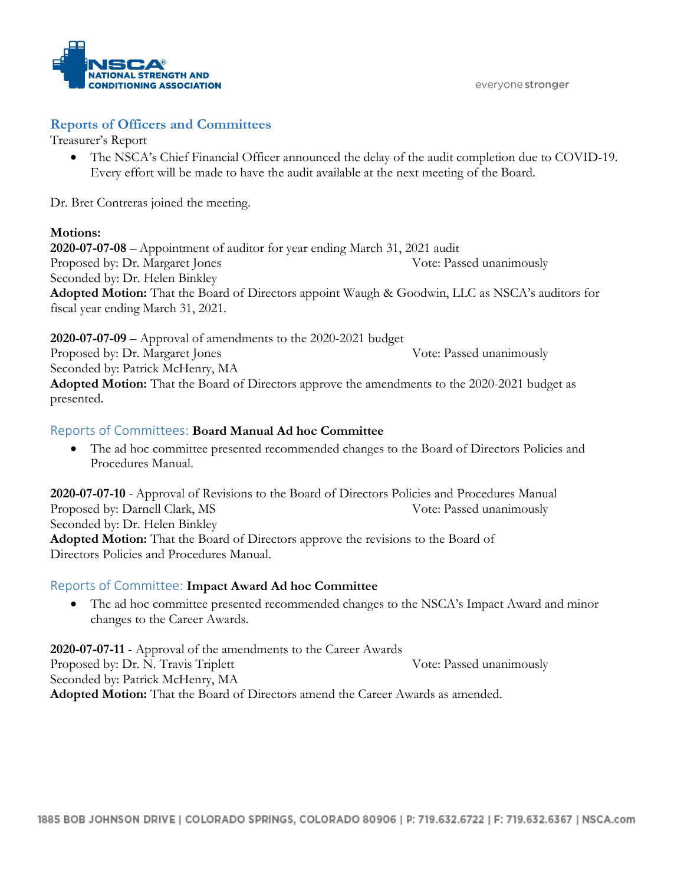## Reports of Officers and Committees

Treasurer's Report

- The NSCA's Chief Financial Officer announced the delay of the audit completion due to COVID-19. Every effort will be made to have the audit available at the next meeting of the Board.

Dr. Bret Contreras joined the meeting.

**Motions:**

**2020-07-07-08** – Appointment of auditor for year ending March 31, 2021 audit
Proposed by: Dr. Margaret Jones Vote: Passed unanimously
Seconded by: Dr. Helen Binkley
**Adopted Motion:** That the Board of Directors appoint Waugh & Goodwin, LLC as NSCA's auditors for fiscal year ending March 31, 2021.

**2020-07-07-09** – Approval of amendments to the 2020-2021 budget
Proposed by: Dr. Margaret Jones Vote: Passed unanimously
Seconded by: Patrick McHenry, MA
**Adopted Motion:** That the Board of Directors approve the amendments to the 2020-2021 budget as presented.

## Reports of Committees: **Board Manual Ad hoc Committee**

- The ad hoc committee presented recommended changes to the Board of Directors Policies and Procedures Manual.

**2020-07-07-10** - Approval of Revisions to the Board of Directors Policies and Procedures Manual
Proposed by: Darnell Clark, MS Vote: Passed unanimously
Seconded by: Dr. Helen Binkley
**Adopted Motion:** That the Board of Directors approve the revisions to the Board of Directors Policies and Procedures Manual.

## Reports of Committee: **Impact Award Ad hoc Committee**

- The ad hoc committee presented recommended changes to the NSCA's Impact Award and minor changes to the Career Awards.

**2020-07-07-11** - Approval of the amendments to the Career Awards
Proposed by: Dr. N. Travis Triplett Vote: Passed unanimously
Seconded by: Patrick McHenry, MA
**Adopted Motion:** That the Board of Directors amend the Career Awards as amended.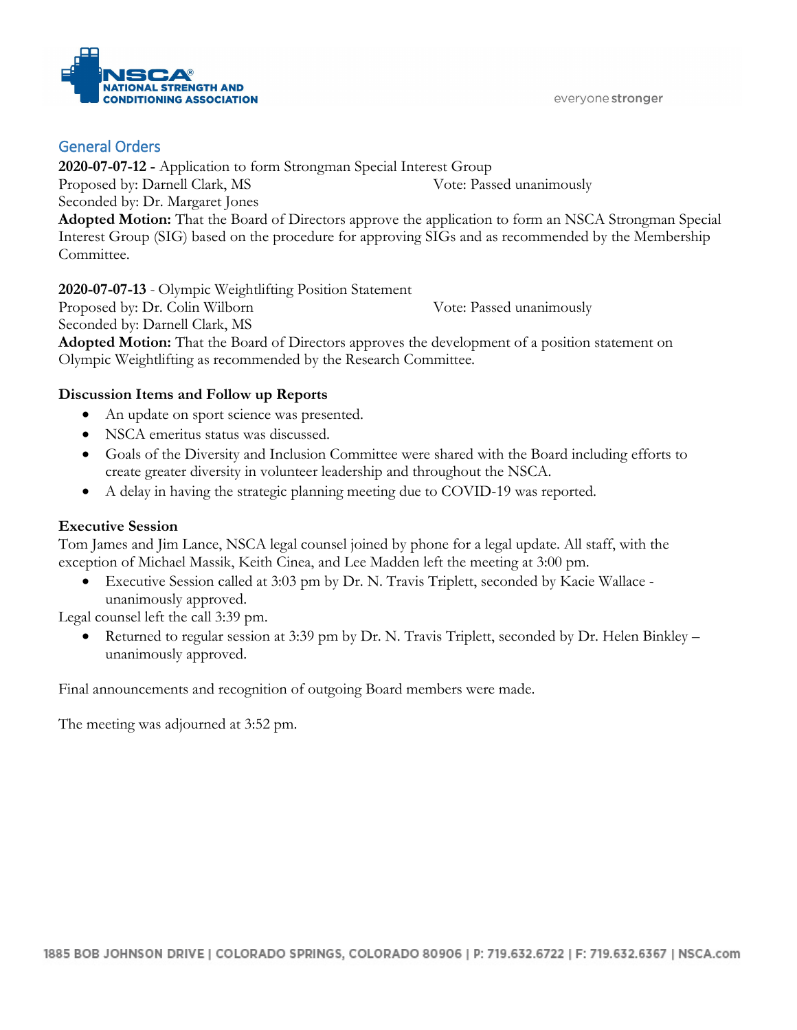## General Orders

**2020-07-07-12 -** Application to form Strongman Special Interest Group
Proposed by: Darnell Clark, MS    Vote: Passed unanimously
Seconded by: Dr. Margaret Jones
**Adopted Motion:** That the Board of Directors approve the application to form an NSCA Strongman Special Interest Group (SIG) based on the procedure for approving SIGs and as recommended by the Membership Committee.

**2020-07-07-13** - Olympic Weightlifting Position Statement
Proposed by: Dr. Colin Wilborn    Vote: Passed unanimously
Seconded by: Darnell Clark, MS
**Adopted Motion:** That the Board of Directors approves the development of a position statement on Olympic Weightlifting as recommended by the Research Committee.

**Discussion Items and Follow up Reports**

- An update on sport science was presented.
- NSCA emeritus status was discussed.
- Goals of the Diversity and Inclusion Committee were shared with the Board including efforts to create greater diversity in volunteer leadership and throughout the NSCA.
- A delay in having the strategic planning meeting due to COVID-19 was reported.

**Executive Session**

Tom James and Jim Lance, NSCA legal counsel joined by phone for a legal update. All staff, with the exception of Michael Massik, Keith Cinea, and Lee Madden left the meeting at 3:00 pm.

- Executive Session called at 3:03 pm by Dr. N. Travis Triplett, seconded by Kacie Wallace - unanimously approved.

Legal counsel left the call 3:39 pm.

- Returned to regular session at 3:39 pm by Dr. N. Travis Triplett, seconded by Dr. Helen Binkley – unanimously approved.

Final announcements and recognition of outgoing Board members were made.

The meeting was adjourned at 3:52 pm.